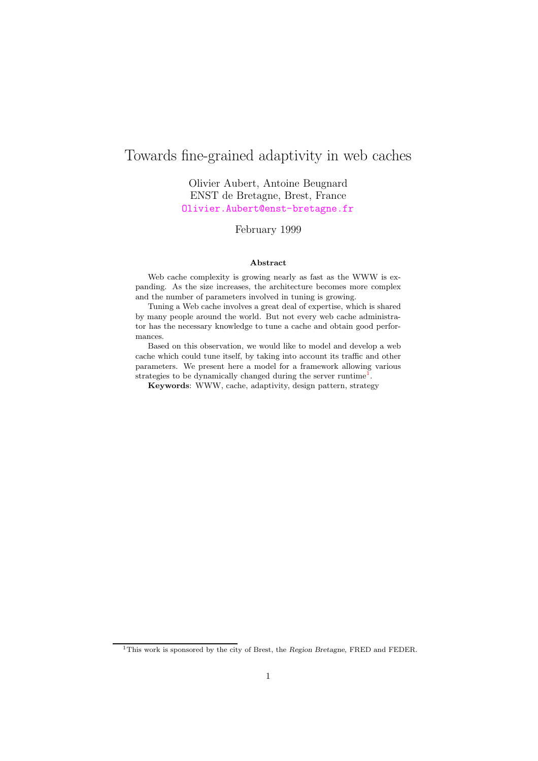# Towards fine-grained adaptivity in web caches

Olivier Aubert, Antoine Beugnard
ENST de Bretagne, Brest, France
Olivier.Aubert@enst-bretagne.fr

February 1999

### Abstract

Web cache complexity is growing nearly as fast as the WWW is expanding. As the size increases, the architecture becomes more complex and the number of parameters involved in tuning is growing.

Tuning a Web cache involves a great deal of expertise, which is shared by many people around the world. But not every web cache administrator has the necessary knowledge to tune a cache and obtain good performances.

Based on this observation, we would like to model and develop a web cache which could tune itself, by taking into account its traffic and other parameters. We present here a model for a framework allowing various strategies to be dynamically changed during the server runtime[1].

**Keywords**: WWW, cache, adaptivity, design pattern, strategy

[1]This work is sponsored by the city of Brest, the *Region Bretagne*, FRED and FEDER.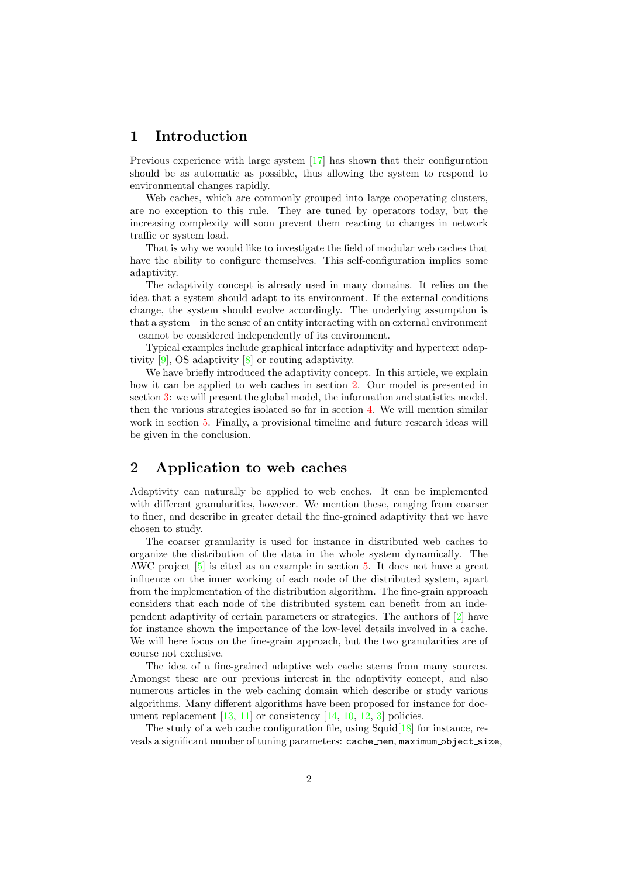# 1 Introduction

Previous experience with large system [17] has shown that their configuration should be as automatic as possible, thus allowing the system to respond to environmental changes rapidly.

Web caches, which are commonly grouped into large cooperating clusters, are no exception to this rule. They are tuned by operators today, but the increasing complexity will soon prevent them reacting to changes in network traffic or system load.

That is why we would like to investigate the field of modular web caches that have the ability to configure themselves. This self-configuration implies some adaptivity.

The adaptivity concept is already used in many domains. It relies on the idea that a system should adapt to its environment. If the external conditions change, the system should evolve accordingly. The underlying assumption is that a system – in the sense of an entity interacting with an external environment – cannot be considered independently of its environment.

Typical examples include graphical interface adaptivity and hypertext adaptivity [9], OS adaptivity [8] or routing adaptivity.

We have briefly introduced the adaptivity concept. In this article, we explain how it can be applied to web caches in section 2. Our model is presented in section 3: we will present the global model, the information and statistics model, then the various strategies isolated so far in section 4. We will mention similar work in section 5. Finally, a provisional timeline and future research ideas will be given in the conclusion.

# 2 Application to web caches

Adaptivity can naturally be applied to web caches. It can be implemented with different granularities, however. We mention these, ranging from coarser to finer, and describe in greater detail the fine-grained adaptivity that we have chosen to study.

The coarser granularity is used for instance in distributed web caches to organize the distribution of the data in the whole system dynamically. The AWC project [5] is cited as an example in section 5. It does not have a great influence on the inner working of each node of the distributed system, apart from the implementation of the distribution algorithm. The fine-grain approach considers that each node of the distributed system can benefit from an independent adaptivity of certain parameters or strategies. The authors of [2] have for instance shown the importance of the low-level details involved in a cache. We will here focus on the fine-grain approach, but the two granularities are of course not exclusive.

The idea of a fine-grained adaptive web cache stems from many sources. Amongst these are our previous interest in the adaptivity concept, and also numerous articles in the web caching domain which describe or study various algorithms. Many different algorithms have been proposed for instance for document replacement [13, 11] or consistency [14, 10, 12, 3] policies.

The study of a web cache configuration file, using Squid[18] for instance, reveals a significant number of tuning parameters: `cache_mem`, `maximum_object_size`,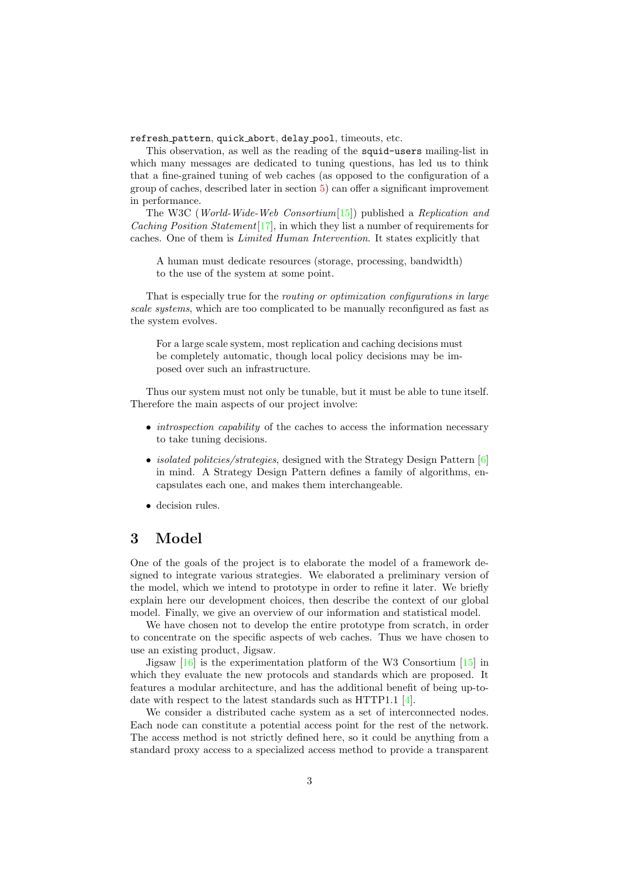`refresh_pattern`, `quick_abort`, `delay_pool`, timeouts, etc.

This observation, as well as the reading of the `squid-users` mailing-list in which many messages are dedicated to tuning questions, has led us to think that a fine-grained tuning of web caches (as opposed to the configuration of a group of caches, described later in section 5) can offer a significant improvement in performance.

The W3C (*World-Wide-Web Consortium*[15]) published a *Replication and Caching Position Statement*[17], in which they list a number of requirements for caches. One of them is *Limited Human Intervention*. It states explicitly that

> A human must dedicate resources (storage, processing, bandwidth) to the use of the system at some point.

That is especially true for the *routing or optimization configurations in large scale systems*, which are too complicated to be manually reconfigured as fast as the system evolves.

> For a large scale system, most replication and caching decisions must be completely automatic, though local policy decisions may be imposed over such an infrastructure.

Thus our system must not only be tunable, but it must be able to tune itself. Therefore the main aspects of our project involve:

- *introspection capability* of the caches to access the information necessary to take tuning decisions.
- *isolated politcies/strategies*, designed with the Strategy Design Pattern [6] in mind. A Strategy Design Pattern defines a family of algorithms, encapsulates each one, and makes them interchangeable.
- decision rules.

## 3 Model

One of the goals of the project is to elaborate the model of a framework designed to integrate various strategies. We elaborated a preliminary version of the model, which we intend to prototype in order to refine it later. We briefly explain here our development choices, then describe the context of our global model. Finally, we give an overview of our information and statistical model.

We have chosen not to develop the entire prototype from scratch, in order to concentrate on the specific aspects of web caches. Thus we have chosen to use an existing product, Jigsaw.

Jigsaw [16] is the experimentation platform of the W3 Consortium [15] in which they evaluate the new protocols and standards which are proposed. It features a modular architecture, and has the additional benefit of being up-to-date with respect to the latest standards such as HTTP1.1 [4].

We consider a distributed cache system as a set of interconnected nodes. Each node can constitute a potential access point for the rest of the network. The access method is not strictly defined here, so it could be anything from a standard proxy access to a specialized access method to provide a transparent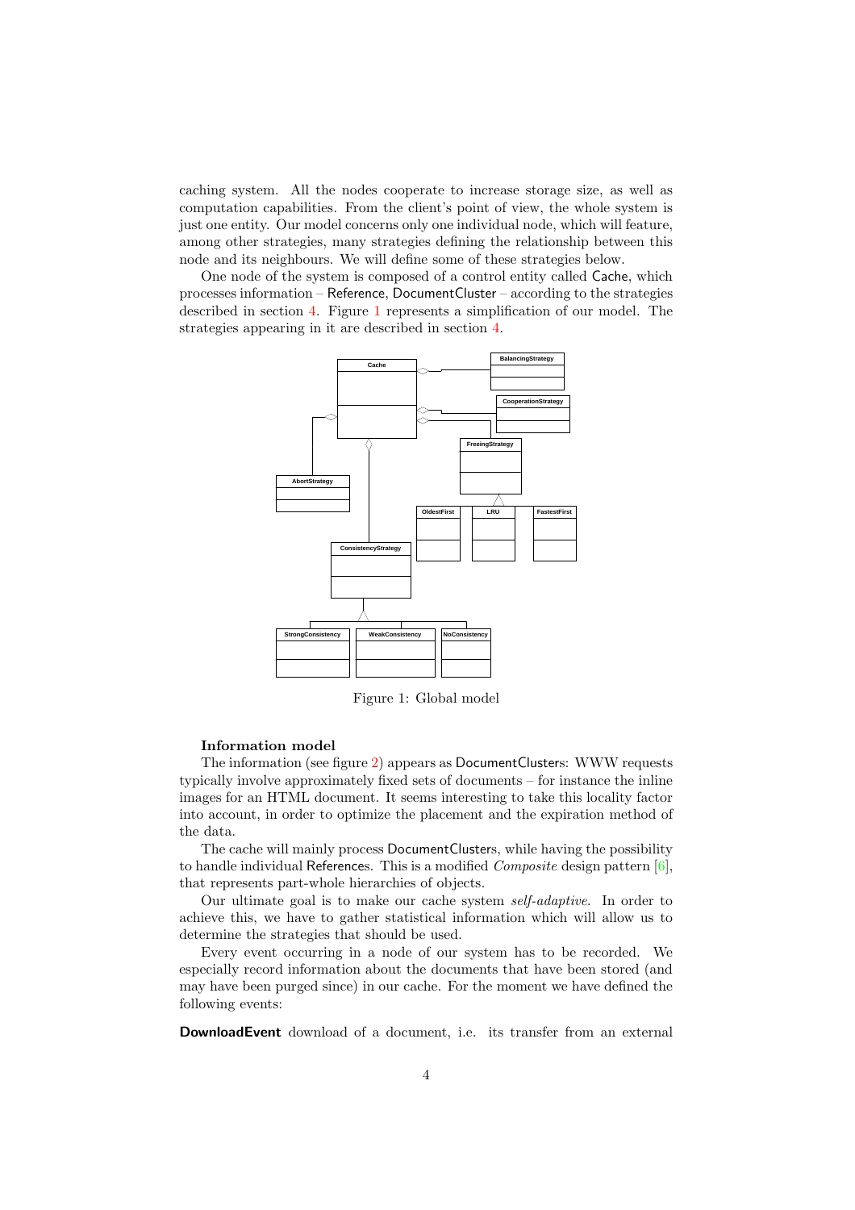caching system. All the nodes cooperate to increase storage size, as well as computation capabilities. From the client's point of view, the whole system is just one entity. Our model concerns only one individual node, which will feature, among other strategies, many strategies defining the relationship between this node and its neighbours. We will define some of these strategies below.

One node of the system is composed of a control entity called Cache, which processes information – Reference, DocumentCluster – according to the strategies described in section 4. Figure 1 represents a simplification of our model. The strategies appearing in it are described in section 4.

Figure 1: Global model

#### Information model

The information (see figure 2) appears as DocumentClusters: WWW requests typically involve approximately fixed sets of documents – for instance the inline images for an HTML document. It seems interesting to take this locality factor into account, in order to optimize the placement and the expiration method of the data.

The cache will mainly process DocumentClusters, while having the possibility to handle individual References. This is a modified *Composite* design pattern [6], that represents part-whole hierarchies of objects.

Our ultimate goal is to make our cache system *self-adaptive*. In order to achieve this, we have to gather statistical information which will allow us to determine the strategies that should be used.

Every event occurring in a node of our system has to be recorded. We especially record information about the documents that have been stored (and may have been purged since) in our cache. For the moment we have defined the following events:

**DownloadEvent** download of a document, i.e. its transfer from an external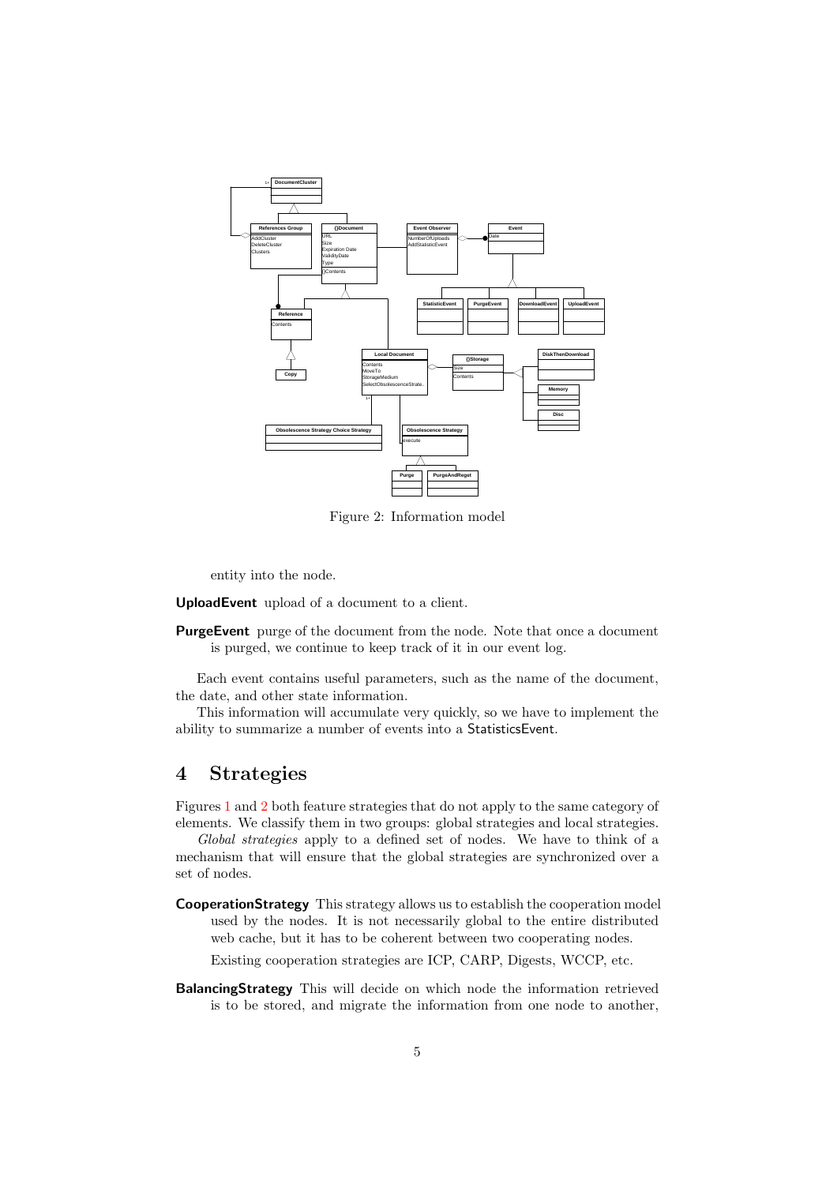Figure 2: Information model

entity into the node.

**UploadEvent** upload of a document to a client.

**PurgeEvent** purge of the document from the node. Note that once a document is purged, we continue to keep track of it in our event log.

Each event contains useful parameters, such as the name of the document, the date, and other state information.

This information will accumulate very quickly, so we have to implement the ability to summarize a number of events into a StatisticsEvent.

# 4 Strategies

Figures 1 and 2 both feature strategies that do not apply to the same category of elements. We classify them in two groups: global strategies and local strategies.

*Global strategies* apply to a defined set of nodes. We have to think of a mechanism that will ensure that the global strategies are synchronized over a set of nodes.

**CooperationStrategy** This strategy allows us to establish the cooperation model used by the nodes. It is not necessarily global to the entire distributed web cache, but it has to be coherent between two cooperating nodes.

Existing cooperation strategies are ICP, CARP, Digests, WCCP, etc.

**BalancingStrategy** This will decide on which node the information retrieved is to be stored, and migrate the information from one node to another,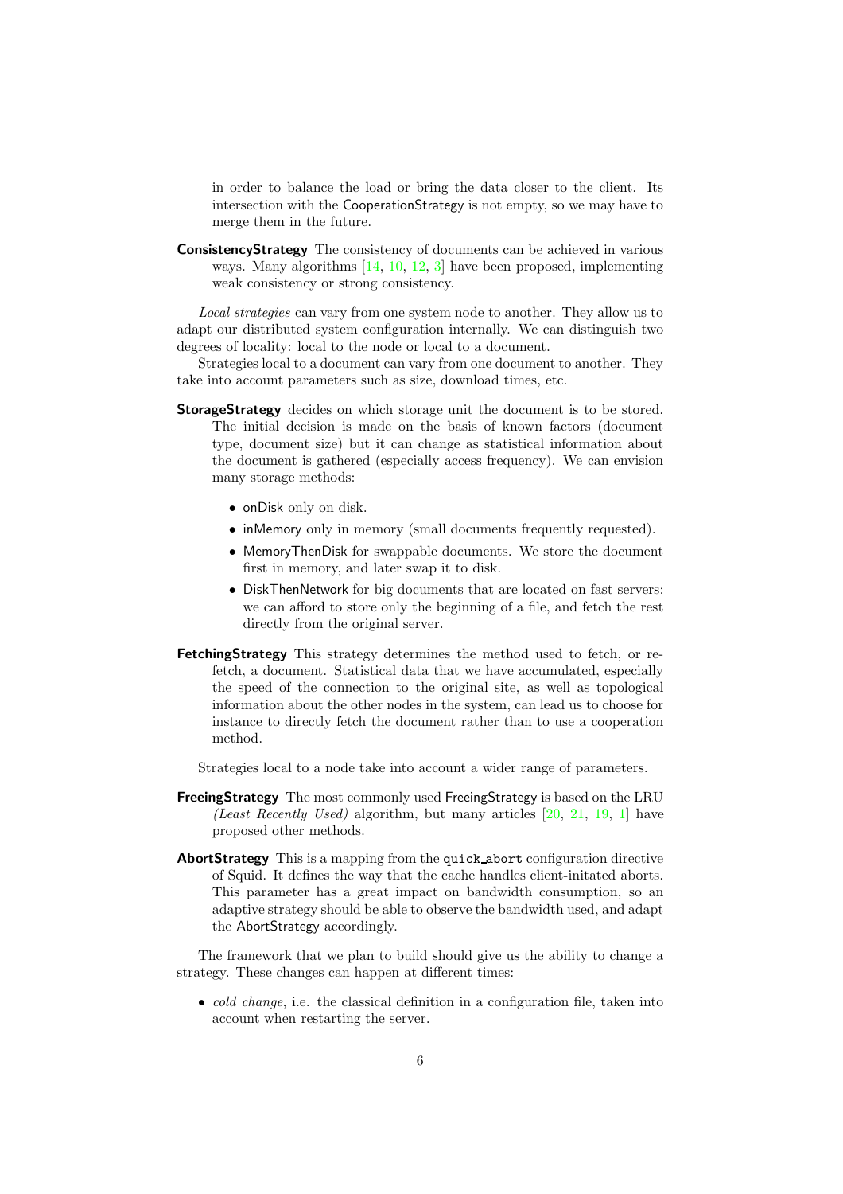in order to balance the load or bring the data closer to the client. Its intersection with the CooperationStrategy is not empty, so we may have to merge them in the future.

**ConsistencyStrategy** The consistency of documents can be achieved in various ways. Many algorithms [14, 10, 12, 3] have been proposed, implementing weak consistency or strong consistency.

*Local strategies* can vary from one system node to another. They allow us to adapt our distributed system configuration internally. We can distinguish two degrees of locality: local to the node or local to a document.

Strategies local to a document can vary from one document to another. They take into account parameters such as size, download times, etc.

**StorageStrategy** decides on which storage unit the document is to be stored. The initial decision is made on the basis of known factors (document type, document size) but it can change as statistical information about the document is gathered (especially access frequency). We can envision many storage methods:

- onDisk only on disk.
- inMemory only in memory (small documents frequently requested).
- MemoryThenDisk for swappable documents. We store the document first in memory, and later swap it to disk.
- DiskThenNetwork for big documents that are located on fast servers: we can afford to store only the beginning of a file, and fetch the rest directly from the original server.

**FetchingStrategy** This strategy determines the method used to fetch, or re-fetch, a document. Statistical data that we have accumulated, especially the speed of the connection to the original site, as well as topological information about the other nodes in the system, can lead us to choose for instance to directly fetch the document rather than to use a cooperation method.

Strategies local to a node take into account a wider range of parameters.

**FreeingStrategy** The most commonly used FreeingStrategy is based on the LRU *(Least Recently Used)* algorithm, but many articles [20, 21, 19, 1] have proposed other methods.

**AbortStrategy** This is a mapping from the `quick_abort` configuration directive of Squid. It defines the way that the cache handles client-initated aborts. This parameter has a great impact on bandwidth consumption, so an adaptive strategy should be able to observe the bandwidth used, and adapt the AbortStrategy accordingly.

The framework that we plan to build should give us the ability to change a strategy. These changes can happen at different times:

- *cold change*, i.e. the classical definition in a configuration file, taken into account when restarting the server.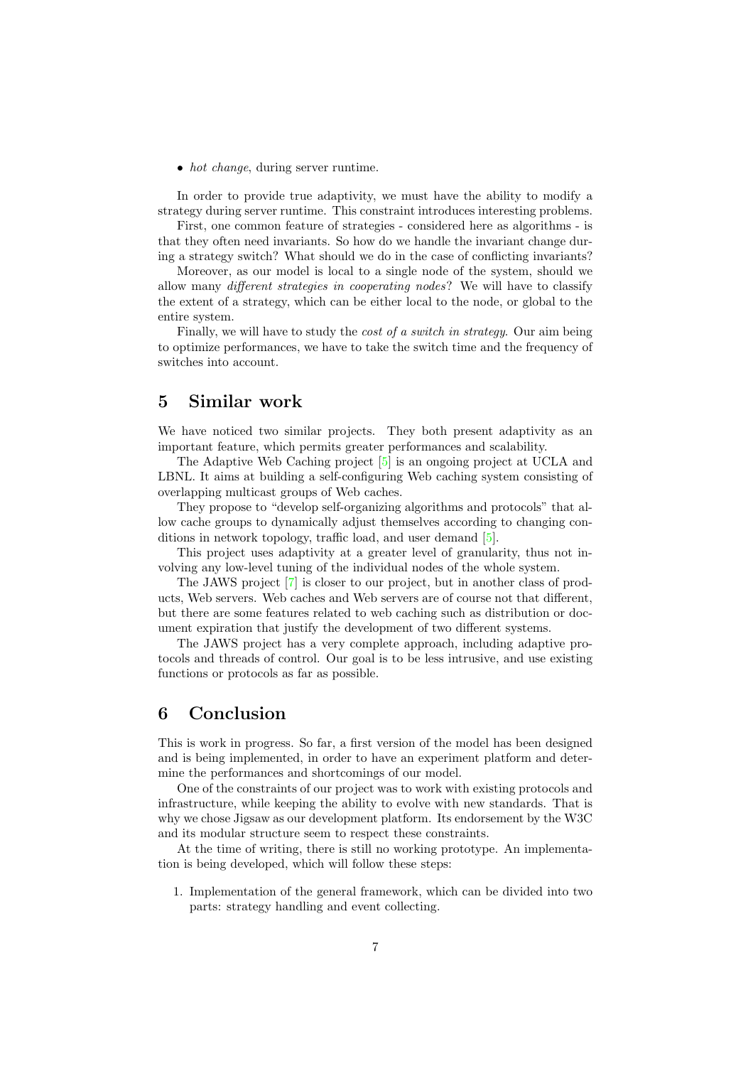- *hot change*, during server runtime.

In order to provide true adaptivity, we must have the ability to modify a strategy during server runtime. This constraint introduces interesting problems.

First, one common feature of strategies - considered here as algorithms - is that they often need invariants. So how do we handle the invariant change during a strategy switch? What should we do in the case of conflicting invariants?

Moreover, as our model is local to a single node of the system, should we allow many *different strategies in cooperating nodes*? We will have to classify the extent of a strategy, which can be either local to the node, or global to the entire system.

Finally, we will have to study the *cost of a switch in strategy*. Our aim being to optimize performances, we have to take the switch time and the frequency of switches into account.

## 5 Similar work

We have noticed two similar projects. They both present adaptivity as an important feature, which permits greater performances and scalability.

The Adaptive Web Caching project [5] is an ongoing project at UCLA and LBNL. It aims at building a self-configuring Web caching system consisting of overlapping multicast groups of Web caches.

They propose to "develop self-organizing algorithms and protocols" that allow cache groups to dynamically adjust themselves according to changing conditions in network topology, traffic load, and user demand [5].

This project uses adaptivity at a greater level of granularity, thus not involving any low-level tuning of the individual nodes of the whole system.

The JAWS project [7] is closer to our project, but in another class of products, Web servers. Web caches and Web servers are of course not that different, but there are some features related to web caching such as distribution or document expiration that justify the development of two different systems.

The JAWS project has a very complete approach, including adaptive protocols and threads of control. Our goal is to be less intrusive, and use existing functions or protocols as far as possible.

## 6 Conclusion

This is work in progress. So far, a first version of the model has been designed and is being implemented, in order to have an experiment platform and determine the performances and shortcomings of our model.

One of the constraints of our project was to work with existing protocols and infrastructure, while keeping the ability to evolve with new standards. That is why we chose Jigsaw as our development platform. Its endorsement by the W3C and its modular structure seem to respect these constraints.

At the time of writing, there is still no working prototype. An implementation is being developed, which will follow these steps:

1. Implementation of the general framework, which can be divided into two parts: strategy handling and event collecting.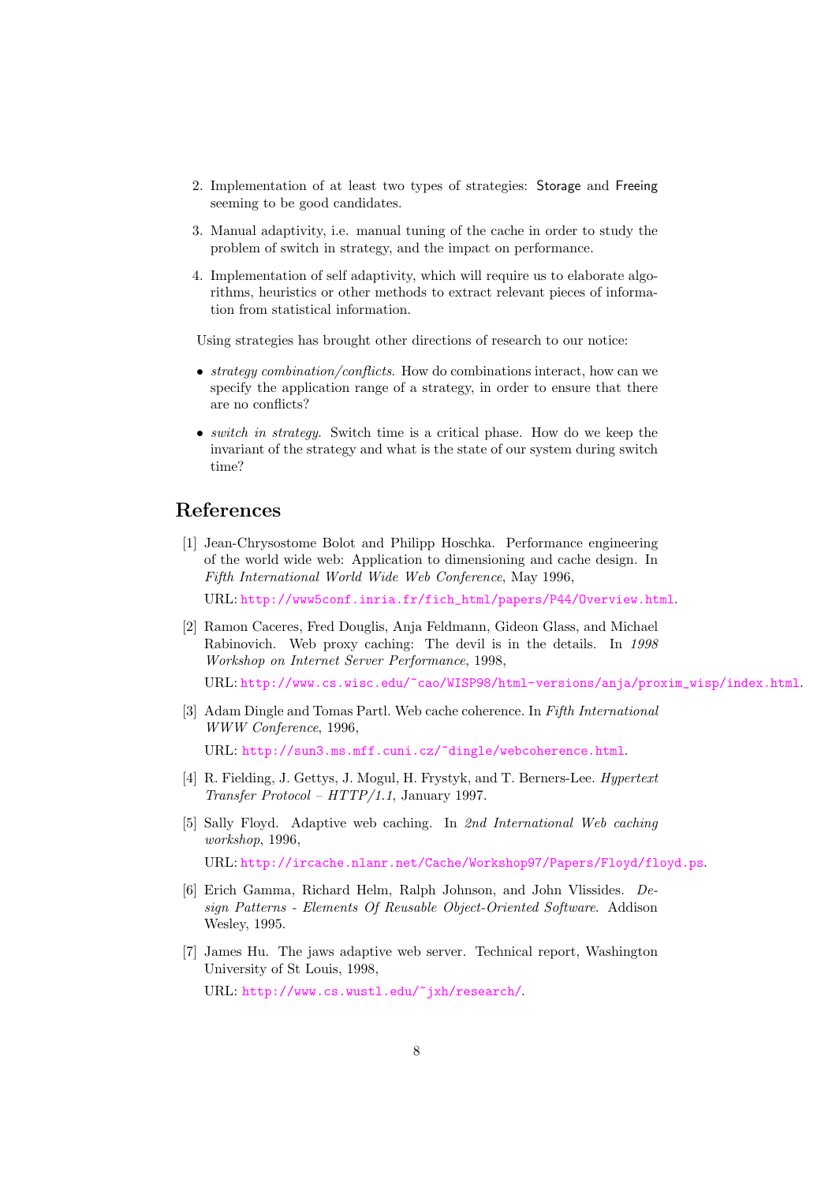2. Implementation of at least two types of strategies: Storage and Freeing seeming to be good candidates.

3. Manual adaptivity, i.e. manual tuning of the cache in order to study the problem of switch in strategy, and the impact on performance.

4. Implementation of self adaptivity, which will require us to elaborate algorithms, heuristics or other methods to extract relevant pieces of information from statistical information.

Using strategies has brought other directions of research to our notice:

- *strategy combination/conflicts.* How do combinations interact, how can we specify the application range of a strategy, in order to ensure that there are no conflicts?

- *switch in strategy.* Switch time is a critical phase. How do we keep the invariant of the strategy and what is the state of our system during switch time?

## References

[1] Jean-Chrysostome Bolot and Philipp Hoschka. Performance engineering of the world wide web: Application to dimensioning and cache design. In *Fifth International World Wide Web Conference*, May 1996,

URL: http://www5conf.inria.fr/fich_html/papers/P44/Overview.html.

[2] Ramon Caceres, Fred Douglis, Anja Feldmann, Gideon Glass, and Michael Rabinovich. Web proxy caching: The devil is in the details. In *1998 Workshop on Internet Server Performance*, 1998,

URL: http://www.cs.wisc.edu/~cao/WISP98/html-versions/anja/proxim_wisp/index.html.

[3] Adam Dingle and Tomas Partl. Web cache coherence. In *Fifth International WWW Conference*, 1996,

URL: http://sun3.ms.mff.cuni.cz/~dingle/webcoherence.html.

[4] R. Fielding, J. Gettys, J. Mogul, H. Frystyk, and T. Berners-Lee. *Hypertext Transfer Protocol – HTTP/1.1*, January 1997.

[5] Sally Floyd. Adaptive web caching. In *2nd International Web caching workshop*, 1996,

URL: http://ircache.nlanr.net/Cache/Workshop97/Papers/Floyd/floyd.ps.

[6] Erich Gamma, Richard Helm, Ralph Johnson, and John Vlissides. *Design Patterns - Elements Of Reusable Object-Oriented Software*. Addison Wesley, 1995.

[7] James Hu. The jaws adaptive web server. Technical report, Washington University of St Louis, 1998,

URL: http://www.cs.wustl.edu/~jxh/research/.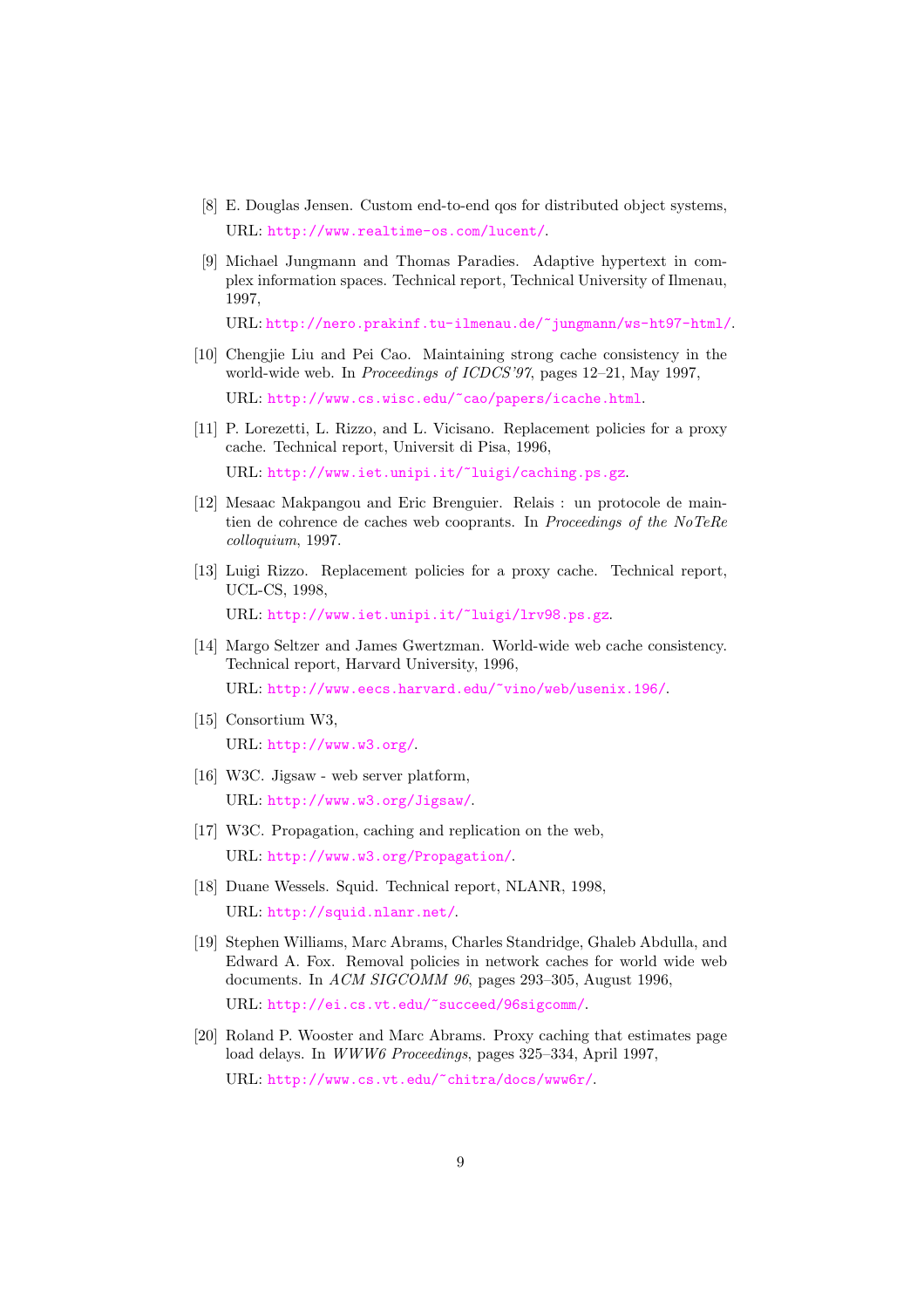[8] E. Douglas Jensen. Custom end-to-end qos for distributed object systems,
URL: http://www.realtime-os.com/lucent/.

[9] Michael Jungmann and Thomas Paradies. Adaptive hypertext in complex information spaces. Technical report, Technical University of Ilmenau, 1997,
URL: http://nero.prakinf.tu-ilmenau.de/~jungmann/ws-ht97-html/.

[10] Chengjie Liu and Pei Cao. Maintaining strong cache consistency in the world-wide web. In *Proceedings of ICDCS'97*, pages 12–21, May 1997,
URL: http://www.cs.wisc.edu/~cao/papers/icache.html.

[11] P. Lorezetti, L. Rizzo, and L. Vicisano. Replacement policies for a proxy cache. Technical report, Universit di Pisa, 1996,
URL: http://www.iet.unipi.it/~luigi/caching.ps.gz.

[12] Mesaac Makpangou and Eric Brenguier. Relais : un protocole de maintien de cohrence de caches web cooprants. In *Proceedings of the NoTeRe colloquium*, 1997.

[13] Luigi Rizzo. Replacement policies for a proxy cache. Technical report, UCL-CS, 1998,
URL: http://www.iet.unipi.it/~luigi/lrv98.ps.gz.

[14] Margo Seltzer and James Gwertzman. World-wide web cache consistency. Technical report, Harvard University, 1996,
URL: http://www.eecs.harvard.edu/~vino/web/usenix.196/.

[15] Consortium W3,
URL: http://www.w3.org/.

[16] W3C. Jigsaw - web server platform,
URL: http://www.w3.org/Jigsaw/.

[17] W3C. Propagation, caching and replication on the web,
URL: http://www.w3.org/Propagation/.

[18] Duane Wessels. Squid. Technical report, NLANR, 1998,
URL: http://squid.nlanr.net/.

[19] Stephen Williams, Marc Abrams, Charles Standridge, Ghaleb Abdulla, and Edward A. Fox. Removal policies in network caches for world wide web documents. In *ACM SIGCOMM 96*, pages 293–305, August 1996,
URL: http://ei.cs.vt.edu/~succeed/96sigcomm/.

[20] Roland P. Wooster and Marc Abrams. Proxy caching that estimates page load delays. In *WWW6 Proceedings*, pages 325–334, April 1997,
URL: http://www.cs.vt.edu/~chitra/docs/www6r/.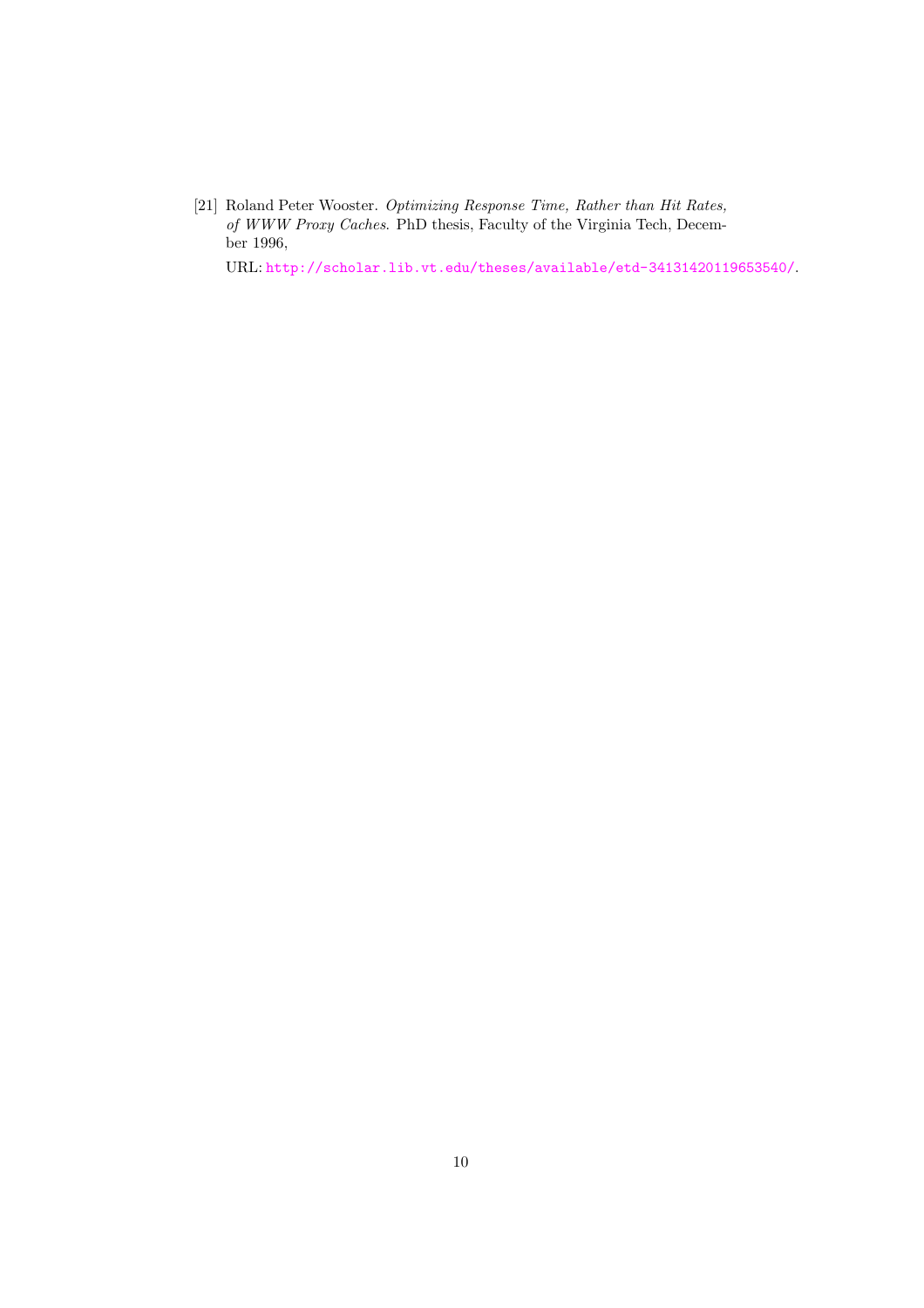[21] Roland Peter Wooster. *Optimizing Response Time, Rather than Hit Rates, of WWW Proxy Caches.* PhD thesis, Faculty of the Virginia Tech, December 1996,
URL: http://scholar.lib.vt.edu/theses/available/etd-34131420119653540/.